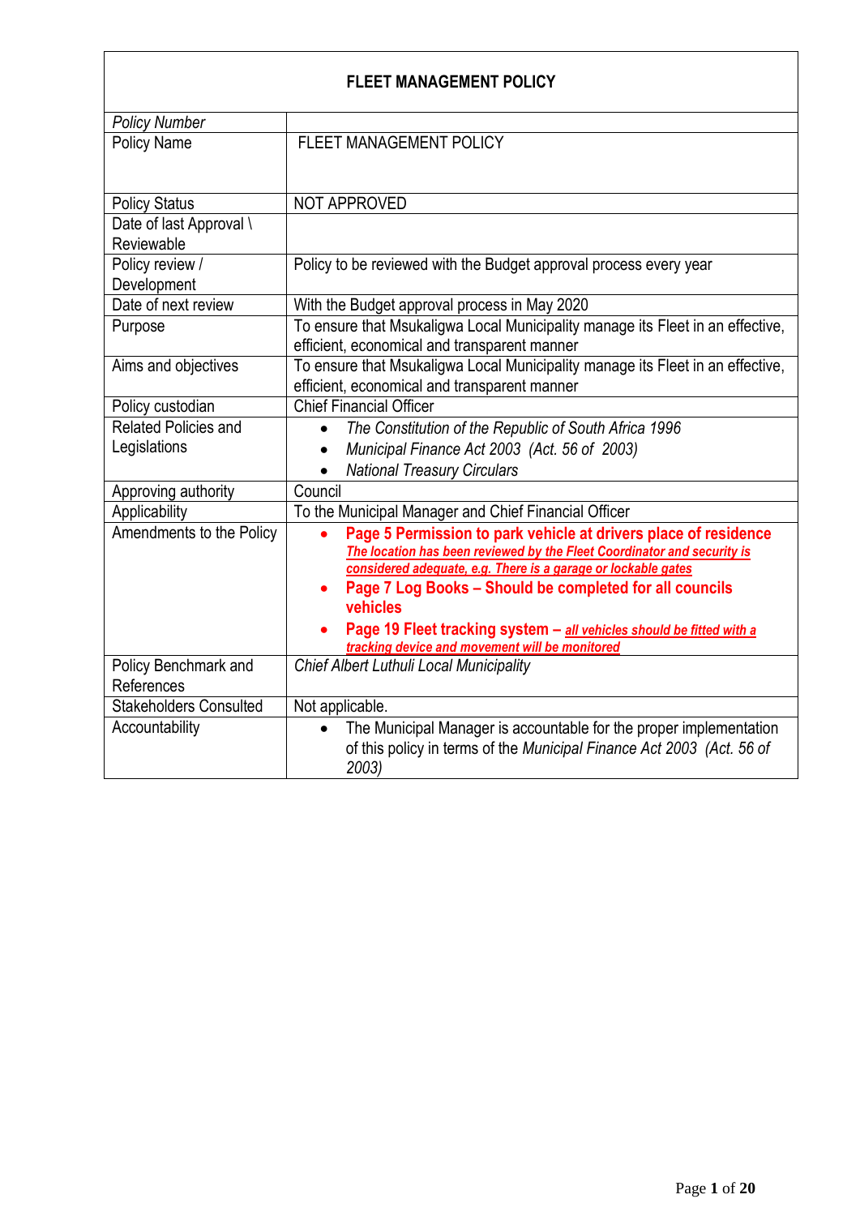| **FLEET MANAGEMENT POLICY** | |
|---|---|
| *Policy Number* | |
| Policy Name | FLEET MANAGEMENT POLICY |
| Policy Status | NOT APPROVED |
| Date of last Approval \ Reviewable | |
| Policy review / Development | Policy to be reviewed with the Budget approval process every year |
| Date of next review | With the Budget approval process in May 2020 |
| Purpose | To ensure that Msukaligwa Local Municipality manage its Fleet in an effective, efficient, economical and transparent manner |
| Aims and objectives | To ensure that Msukaligwa Local Municipality manage its Fleet in an effective, efficient, economical and transparent manner |
| Policy custodian | Chief Financial Officer |
| Related Policies and Legislations | • *The Constitution of the Republic of South Africa 1996*<br>• *Municipal Finance Act 2003 (Act. 56 of 2003)*<br>• *National Treasury Circulars* |
| Approving authority | Council |
| Applicability | To the Municipal Manager and Chief Financial Officer |
| Amendments to the Policy | • **Page 5 Permission to park vehicle at drivers place of residence** ***The location has been reviewed by the Fleet Coordinator and security is considered adequate, e.g. There is a garage or lockable gates***<br>• **Page 7 Log Books – Should be completed for all councils vehicles**<br>• **Page 19 Fleet tracking system –** ***all vehicles should be fitted with a tracking device and movement will be monitored*** |
| Policy Benchmark and References | *Chief Albert Luthuli Local Municipality* |
| Stakeholders Consulted | Not applicable. |
| Accountability | • The Municipal Manager is accountable for the proper implementation of this policy in terms of the *Municipal Finance Act 2003 (Act. 56 of 2003)* |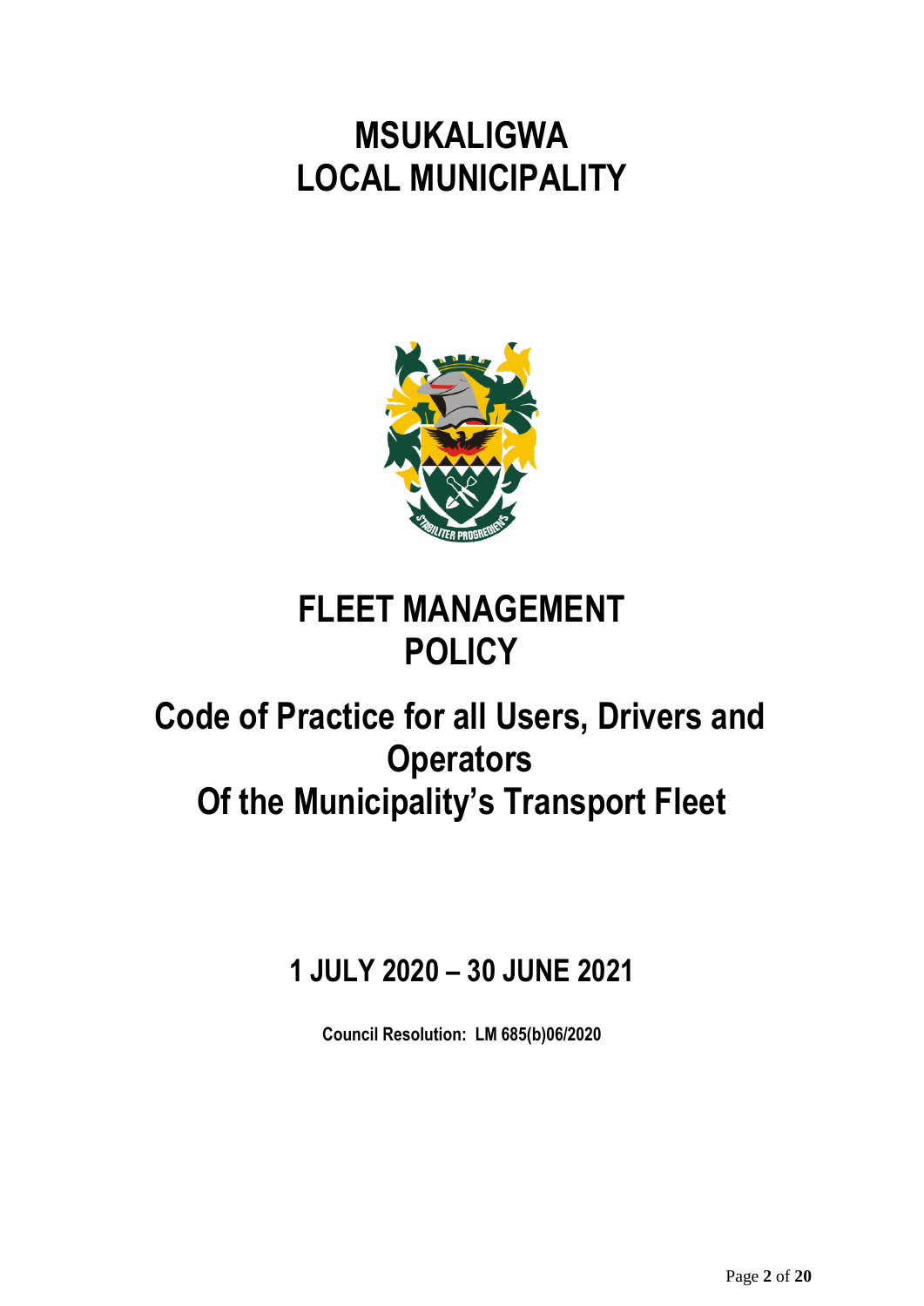# MSUKALIGWA LOCAL MUNICIPALITY

# FLEET MANAGEMENT POLICY

## Code of Practice for all Users, Drivers and Operators Of the Municipality's Transport Fleet

### 1 JULY 2020 – 30 JUNE 2021

**Council Resolution: LM 685(b)06/2020**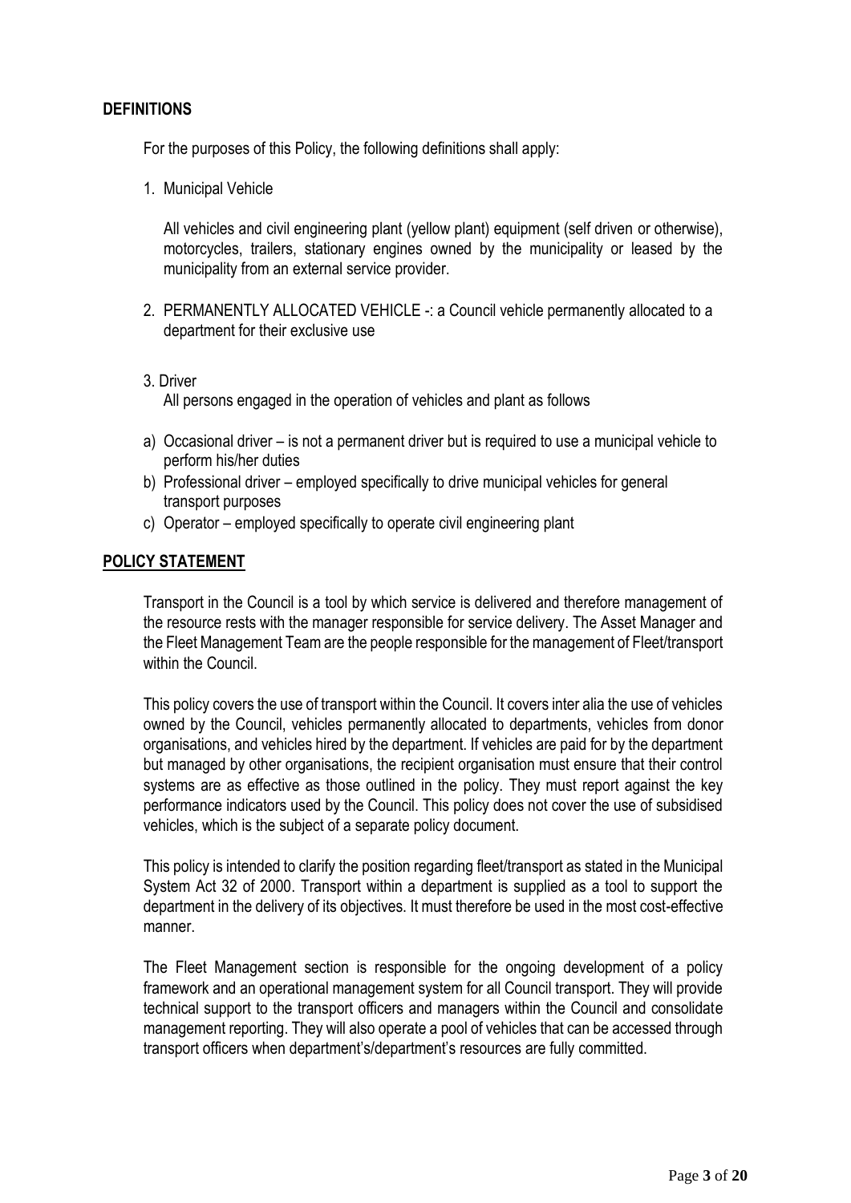## DEFINITIONS

For the purposes of this Policy, the following definitions shall apply:

1. Municipal Vehicle

   All vehicles and civil engineering plant (yellow plant) equipment (self driven or otherwise), motorcycles, trailers, stationary engines owned by the municipality or leased by the municipality from an external service provider.

2. PERMANENTLY ALLOCATED VEHICLE -: a Council vehicle permanently allocated to a department for their exclusive use

3. Driver

   All persons engaged in the operation of vehicles and plant as follows

a) Occasional driver – is not a permanent driver but is required to use a municipal vehicle to perform his/her duties
b) Professional driver – employed specifically to drive municipal vehicles for general transport purposes
c) Operator – employed specifically to operate civil engineering plant

## POLICY STATEMENT

Transport in the Council is a tool by which service is delivered and therefore management of the resource rests with the manager responsible for service delivery. The Asset Manager and the Fleet Management Team are the people responsible for the management of Fleet/transport within the Council.

This policy covers the use of transport within the Council. It covers inter alia the use of vehicles owned by the Council, vehicles permanently allocated to departments, vehicles from donor organisations, and vehicles hired by the department. If vehicles are paid for by the department but managed by other organisations, the recipient organisation must ensure that their control systems are as effective as those outlined in the policy. They must report against the key performance indicators used by the Council. This policy does not cover the use of subsidised vehicles, which is the subject of a separate policy document.

This policy is intended to clarify the position regarding fleet/transport as stated in the Municipal System Act 32 of 2000. Transport within a department is supplied as a tool to support the department in the delivery of its objectives. It must therefore be used in the most cost-effective manner.

The Fleet Management section is responsible for the ongoing development of a policy framework and an operational management system for all Council transport. They will provide technical support to the transport officers and managers within the Council and consolidate management reporting. They will also operate a pool of vehicles that can be accessed through transport officers when department's/department's resources are fully committed.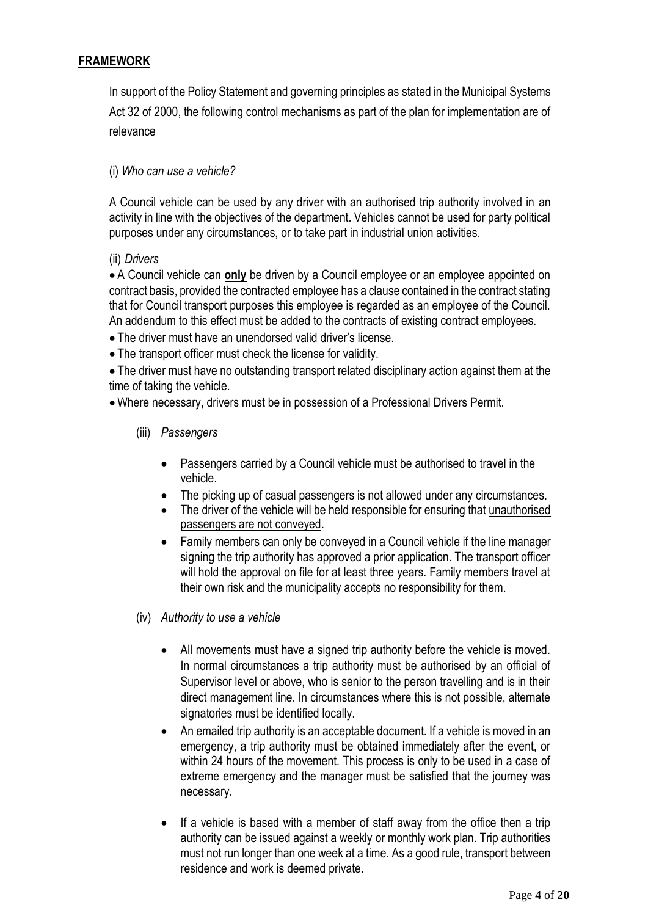## FRAMEWORK

In support of the Policy Statement and governing principles as stated in the Municipal Systems Act 32 of 2000, the following control mechanisms as part of the plan for implementation are of relevance

(i) *Who can use a vehicle?*

A Council vehicle can be used by any driver with an authorised trip authority involved in an activity in line with the objectives of the department. Vehicles cannot be used for party political purposes under any circumstances, or to take part in industrial union activities.

(ii) *Drivers*

- A Council vehicle can **only** be driven by a Council employee or an employee appointed on contract basis, provided the contracted employee has a clause contained in the contract stating that for Council transport purposes this employee is regarded as an employee of the Council. An addendum to this effect must be added to the contracts of existing contract employees.
- The driver must have an unendorsed valid driver's license.
- The transport officer must check the license for validity.
- The driver must have no outstanding transport related disciplinary action against them at the time of taking the vehicle.
- Where necessary, drivers must be in possession of a Professional Drivers Permit.

(iii) *Passengers*

- Passengers carried by a Council vehicle must be authorised to travel in the vehicle.
- The picking up of casual passengers is not allowed under any circumstances.
- The driver of the vehicle will be held responsible for ensuring that unauthorised passengers are not conveyed.
- Family members can only be conveyed in a Council vehicle if the line manager signing the trip authority has approved a prior application. The transport officer will hold the approval on file for at least three years. Family members travel at their own risk and the municipality accepts no responsibility for them.

(iv) *Authority to use a vehicle*

- All movements must have a signed trip authority before the vehicle is moved. In normal circumstances a trip authority must be authorised by an official of Supervisor level or above, who is senior to the person travelling and is in their direct management line. In circumstances where this is not possible, alternate signatories must be identified locally.
- An emailed trip authority is an acceptable document. If a vehicle is moved in an emergency, a trip authority must be obtained immediately after the event, or within 24 hours of the movement. This process is only to be used in a case of extreme emergency and the manager must be satisfied that the journey was necessary.
- If a vehicle is based with a member of staff away from the office then a trip authority can be issued against a weekly or monthly work plan. Trip authorities must not run longer than one week at a time. As a good rule, transport between residence and work is deemed private.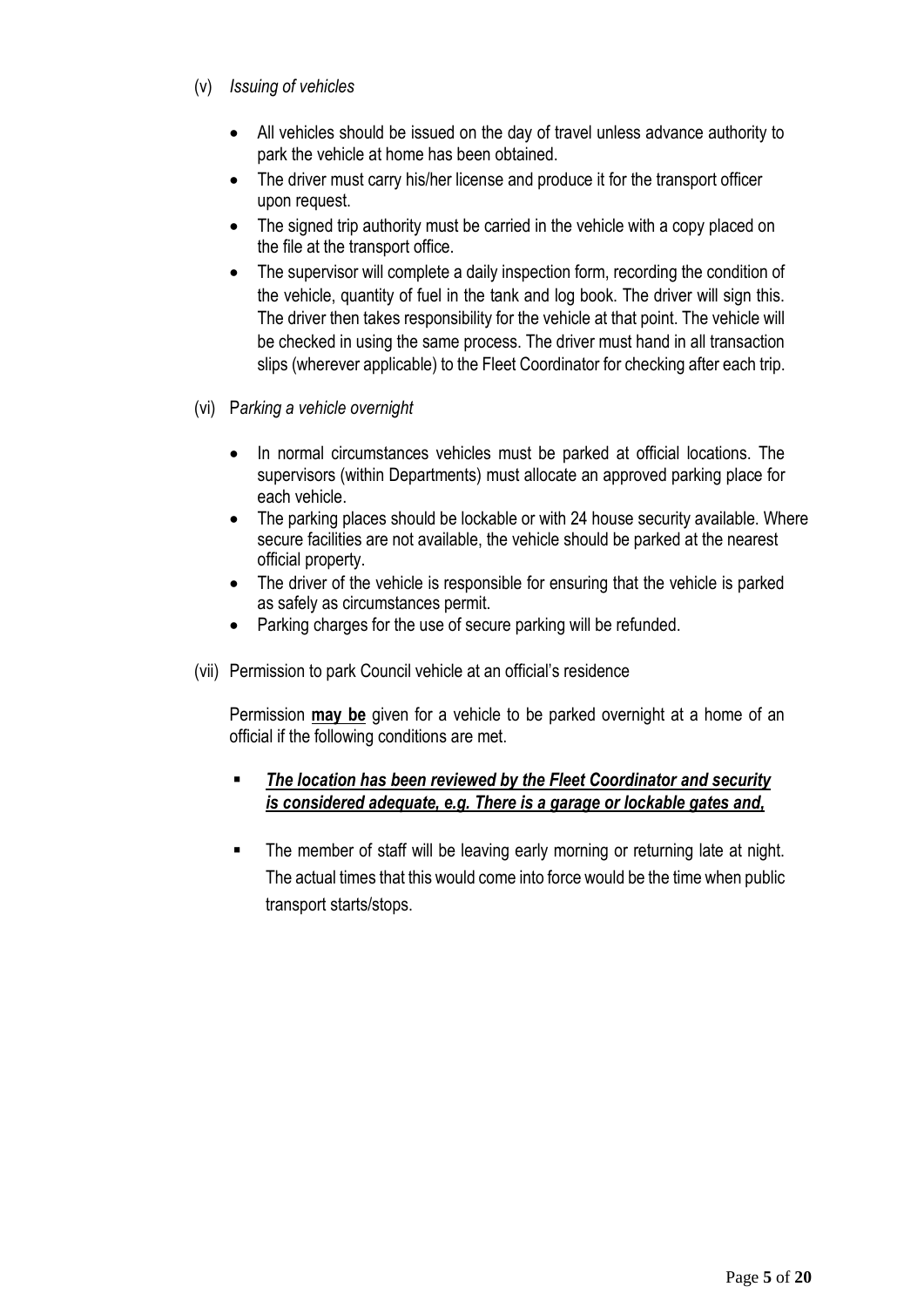(v) *Issuing of vehicles*

- All vehicles should be issued on the day of travel unless advance authority to park the vehicle at home has been obtained.
- The driver must carry his/her license and produce it for the transport officer upon request.
- The signed trip authority must be carried in the vehicle with a copy placed on the file at the transport office.
- The supervisor will complete a daily inspection form, recording the condition of the vehicle, quantity of fuel in the tank and log book. The driver will sign this. The driver then takes responsibility for the vehicle at that point. The vehicle will be checked in using the same process. The driver must hand in all transaction slips (wherever applicable) to the Fleet Coordinator for checking after each trip.

(vi) P*arking a vehicle overnight*

- In normal circumstances vehicles must be parked at official locations. The supervisors (within Departments) must allocate an approved parking place for each vehicle.
- The parking places should be lockable or with 24 house security available. Where secure facilities are not available, the vehicle should be parked at the nearest official property.
- The driver of the vehicle is responsible for ensuring that the vehicle is parked as safely as circumstances permit.
- Parking charges for the use of secure parking will be refunded.

(vii) Permission to park Council vehicle at an official's residence

Permission **<u>may be</u>** given for a vehicle to be parked overnight at a home of an official if the following conditions are met.

- ***<u>The location has been reviewed by the Fleet Coordinator and security is considered adequate, e.g. There is a garage or lockable gates and,</u>***
- The member of staff will be leaving early morning or returning late at night. The actual times that this would come into force would be the time when public transport starts/stops.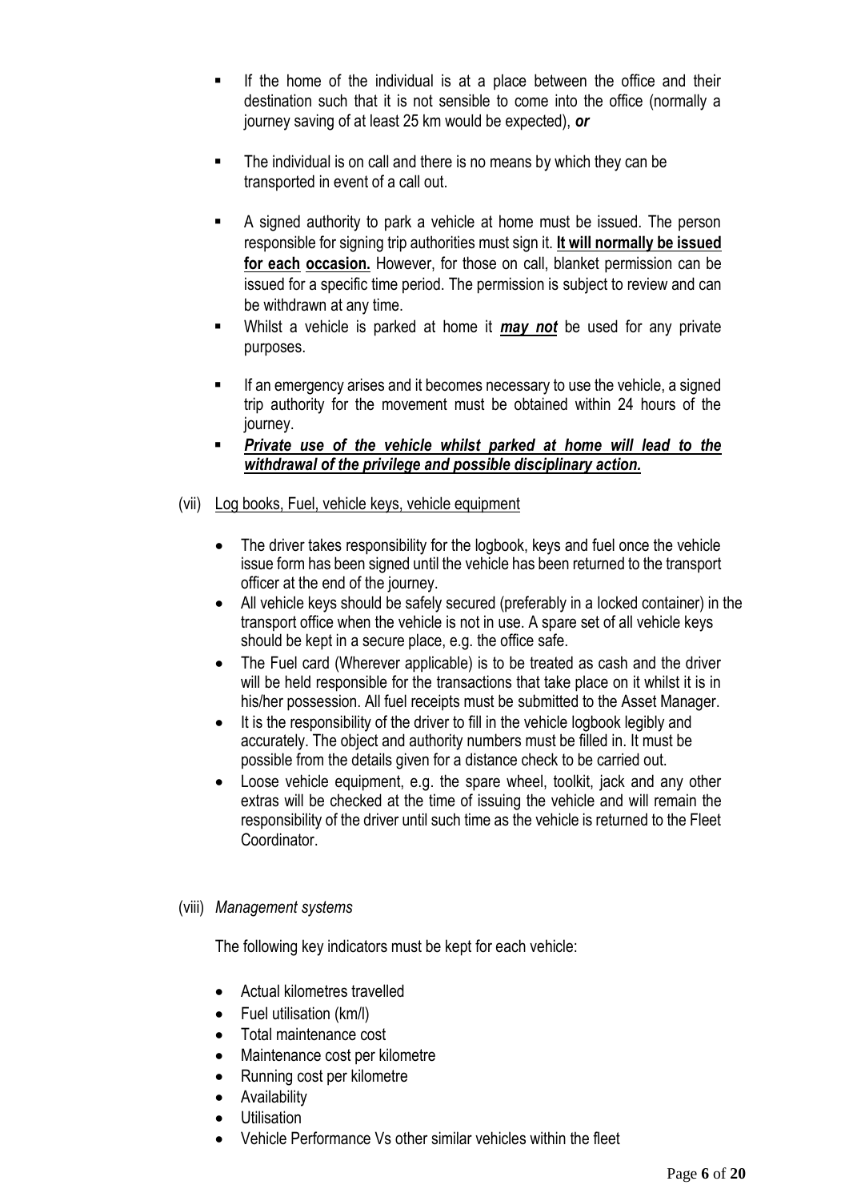- If the home of the individual is at a place between the office and their destination such that it is not sensible to come into the office (normally a journey saving of at least 25 km would be expected), ***or***
- The individual is on call and there is no means by which they can be transported in event of a call out.
- A signed authority to park a vehicle at home must be issued. The person responsible for signing trip authorities must sign it. **It will normally be issued for each occasion.** However, for those on call, blanket permission can be issued for a specific time period. The permission is subject to review and can be withdrawn at any time.
- Whilst a vehicle is parked at home it ***may not*** be used for any private purposes.
- If an emergency arises and it becomes necessary to use the vehicle, a signed trip authority for the movement must be obtained within 24 hours of the journey.
- ***Private use of the vehicle whilst parked at home will lead to the withdrawal of the privilege and possible disciplinary action.***

(vii) Log books, Fuel, vehicle keys, vehicle equipment

- The driver takes responsibility for the logbook, keys and fuel once the vehicle issue form has been signed until the vehicle has been returned to the transport officer at the end of the journey.
- All vehicle keys should be safely secured (preferably in a locked container) in the transport office when the vehicle is not in use. A spare set of all vehicle keys should be kept in a secure place, e.g. the office safe.
- The Fuel card (Wherever applicable) is to be treated as cash and the driver will be held responsible for the transactions that take place on it whilst it is in his/her possession. All fuel receipts must be submitted to the Asset Manager.
- It is the responsibility of the driver to fill in the vehicle logbook legibly and accurately. The object and authority numbers must be filled in. It must be possible from the details given for a distance check to be carried out.
- Loose vehicle equipment, e.g. the spare wheel, toolkit, jack and any other extras will be checked at the time of issuing the vehicle and will remain the responsibility of the driver until such time as the vehicle is returned to the Fleet Coordinator.

(viii) *Management systems*

The following key indicators must be kept for each vehicle:

- Actual kilometres travelled
- Fuel utilisation (km/l)
- Total maintenance cost
- Maintenance cost per kilometre
- Running cost per kilometre
- Availability
- Utilisation
- Vehicle Performance Vs other similar vehicles within the fleet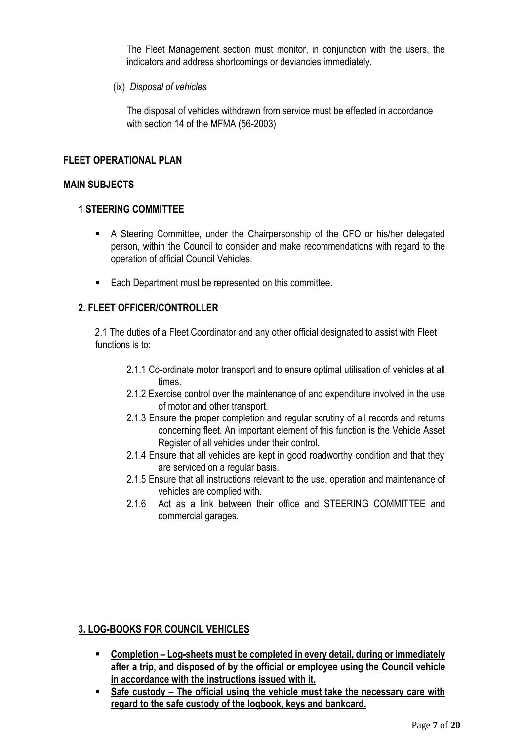The Fleet Management section must monitor, in conjunction with the users, the indicators and address shortcomings or deviancies immediately.

(ix) *Disposal of vehicles*

The disposal of vehicles withdrawn from service must be effected in accordance with section 14 of the MFMA (56-2003)

## FLEET OPERATIONAL PLAN

## MAIN SUBJECTS

### 1 STEERING COMMITTEE

- A Steering Committee, under the Chairpersonship of the CFO or his/her delegated person, within the Council to consider and make recommendations with regard to the operation of official Council Vehicles.
- Each Department must be represented on this committee.

### 2. FLEET OFFICER/CONTROLLER

2.1 The duties of a Fleet Coordinator and any other official designated to assist with Fleet functions is to:

- 2.1.1 Co-ordinate motor transport and to ensure optimal utilisation of vehicles at all times.
- 2.1.2 Exercise control over the maintenance of and expenditure involved in the use of motor and other transport.
- 2.1.3 Ensure the proper completion and regular scrutiny of all records and returns concerning fleet. An important element of this function is the Vehicle Asset Register of all vehicles under their control.
- 2.1.4 Ensure that all vehicles are kept in good roadworthy condition and that they are serviced on a regular basis.
- 2.1.5 Ensure that all instructions relevant to the use, operation and maintenance of vehicles are complied with.
- 2.1.6 Act as a link between their office and STEERING COMMITTEE and commercial garages.

### 3. LOG-BOOKS FOR COUNCIL VEHICLES

- **Completion – Log-sheets must be completed in every detail, during or immediately after a trip, and disposed of by the official or employee using the Council vehicle in accordance with the instructions issued with it.**
- **Safe custody – The official using the vehicle must take the necessary care with regard to the safe custody of the logbook, keys and bankcard.**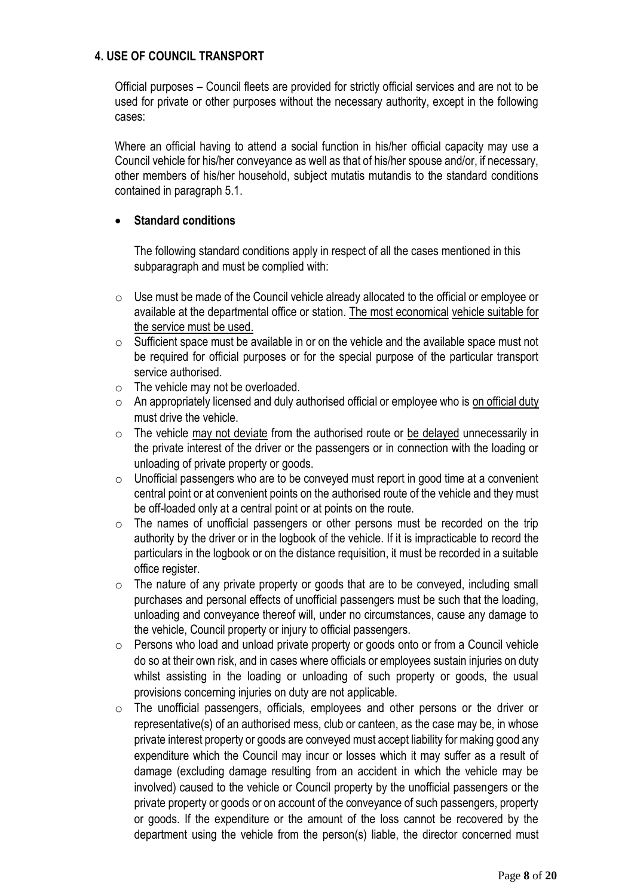## 4. USE OF COUNCIL TRANSPORT

Official purposes – Council fleets are provided for strictly official services and are not to be used for private or other purposes without the necessary authority, except in the following cases:

Where an official having to attend a social function in his/her official capacity may use a Council vehicle for his/her conveyance as well as that of his/her spouse and/or, if necessary, other members of his/her household, subject mutatis mutandis to the standard conditions contained in paragraph 5.1.

- **Standard conditions**

  The following standard conditions apply in respect of all the cases mentioned in this subparagraph and must be complied with:

  - Use must be made of the Council vehicle already allocated to the official or employee or available at the departmental office or station. The most economical vehicle suitable for the service must be used.
  - Sufficient space must be available in or on the vehicle and the available space must not be required for official purposes or for the special purpose of the particular transport service authorised.
  - The vehicle may not be overloaded.
  - An appropriately licensed and duly authorised official or employee who is on official duty must drive the vehicle.
  - The vehicle may not deviate from the authorised route or be delayed unnecessarily in the private interest of the driver or the passengers or in connection with the loading or unloading of private property or goods.
  - Unofficial passengers who are to be conveyed must report in good time at a convenient central point or at convenient points on the authorised route of the vehicle and they must be off-loaded only at a central point or at points on the route.
  - The names of unofficial passengers or other persons must be recorded on the trip authority by the driver or in the logbook of the vehicle. If it is impracticable to record the particulars in the logbook or on the distance requisition, it must be recorded in a suitable office register.
  - The nature of any private property or goods that are to be conveyed, including small purchases and personal effects of unofficial passengers must be such that the loading, unloading and conveyance thereof will, under no circumstances, cause any damage to the vehicle, Council property or injury to official passengers.
  - Persons who load and unload private property or goods onto or from a Council vehicle do so at their own risk, and in cases where officials or employees sustain injuries on duty whilst assisting in the loading or unloading of such property or goods, the usual provisions concerning injuries on duty are not applicable.
  - The unofficial passengers, officials, employees and other persons or the driver or representative(s) of an authorised mess, club or canteen, as the case may be, in whose private interest property or goods are conveyed must accept liability for making good any expenditure which the Council may incur or losses which it may suffer as a result of damage (excluding damage resulting from an accident in which the vehicle may be involved) caused to the vehicle or Council property by the unofficial passengers or the private property or goods or on account of the conveyance of such passengers, property or goods. If the expenditure or the amount of the loss cannot be recovered by the department using the vehicle from the person(s) liable, the director concerned must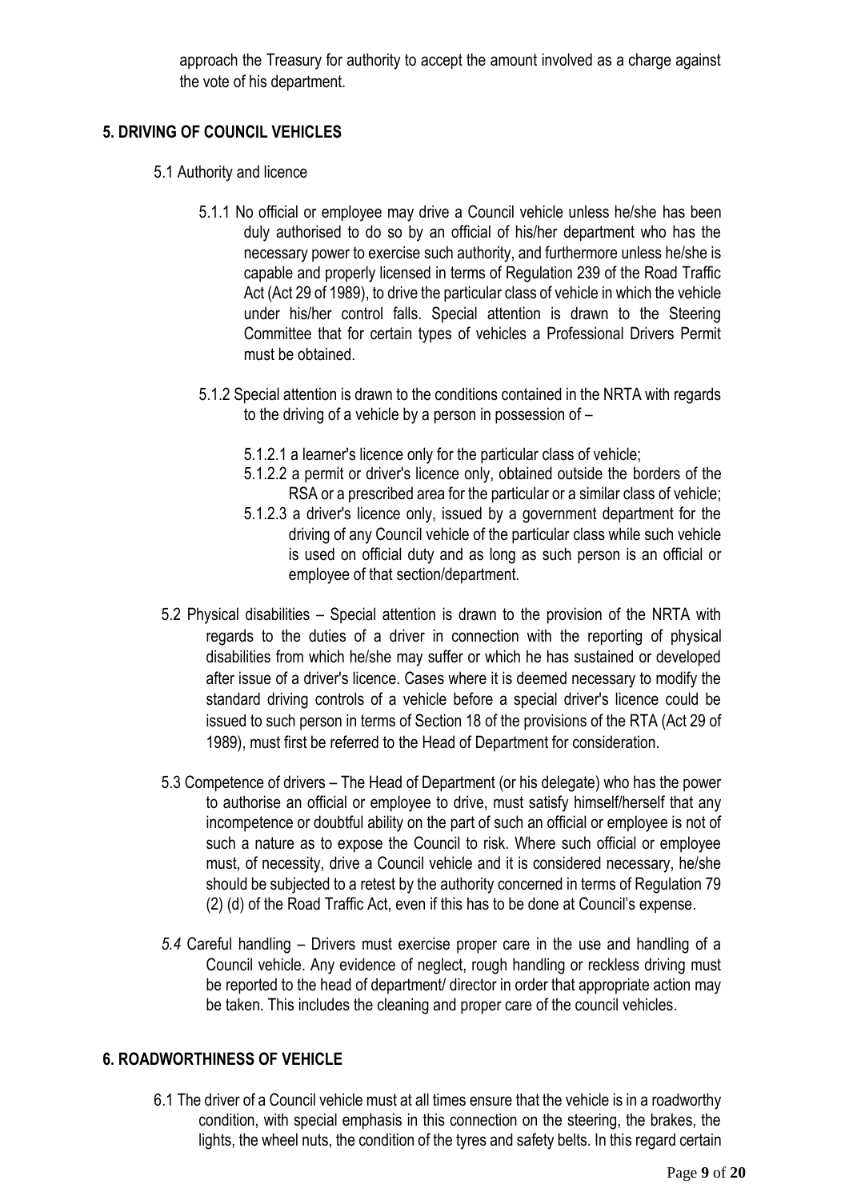approach the Treasury for authority to accept the amount involved as a charge against the vote of his department.

## 5. DRIVING OF COUNCIL VEHICLES

5.1 Authority and licence

5.1.1 No official or employee may drive a Council vehicle unless he/she has been duly authorised to do so by an official of his/her department who has the necessary power to exercise such authority, and furthermore unless he/she is capable and properly licensed in terms of Regulation 239 of the Road Traffic Act (Act 29 of 1989), to drive the particular class of vehicle in which the vehicle under his/her control falls. Special attention is drawn to the Steering Committee that for certain types of vehicles a Professional Drivers Permit must be obtained.

5.1.2 Special attention is drawn to the conditions contained in the NRTA with regards to the driving of a vehicle by a person in possession of –

5.1.2.1 a learner's licence only for the particular class of vehicle;

5.1.2.2 a permit or driver's licence only, obtained outside the borders of the RSA or a prescribed area for the particular or a similar class of vehicle;

5.1.2.3 a driver's licence only, issued by a government department for the driving of any Council vehicle of the particular class while such vehicle is used on official duty and as long as such person is an official or employee of that section/department.

5.2 Physical disabilities – Special attention is drawn to the provision of the NRTA with regards to the duties of a driver in connection with the reporting of physical disabilities from which he/she may suffer or which he has sustained or developed after issue of a driver's licence. Cases where it is deemed necessary to modify the standard driving controls of a vehicle before a special driver's licence could be issued to such person in terms of Section 18 of the provisions of the RTA (Act 29 of 1989), must first be referred to the Head of Department for consideration.

5.3 Competence of drivers – The Head of Department (or his delegate) who has the power to authorise an official or employee to drive, must satisfy himself/herself that any incompetence or doubtful ability on the part of such an official or employee is not of such a nature as to expose the Council to risk. Where such official or employee must, of necessity, drive a Council vehicle and it is considered necessary, he/she should be subjected to a retest by the authority concerned in terms of Regulation 79 (2) (d) of the Road Traffic Act, even if this has to be done at Council's expense.

*5.4* Careful handling – Drivers must exercise proper care in the use and handling of a Council vehicle. Any evidence of neglect, rough handling or reckless driving must be reported to the head of department/ director in order that appropriate action may be taken. This includes the cleaning and proper care of the council vehicles.

## 6. ROADWORTHINESS OF VEHICLE

6.1 The driver of a Council vehicle must at all times ensure that the vehicle is in a roadworthy condition, with special emphasis in this connection on the steering, the brakes, the lights, the wheel nuts, the condition of the tyres and safety belts. In this regard certain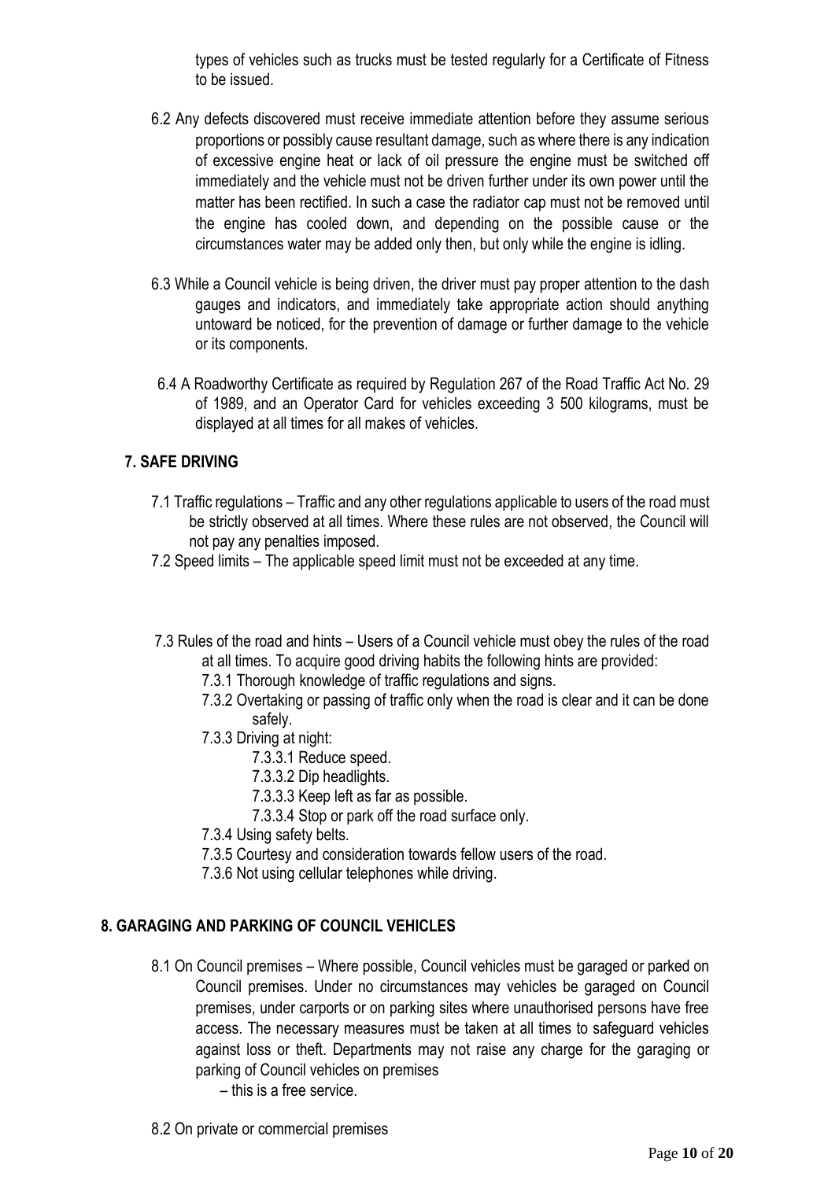types of vehicles such as trucks must be tested regularly for a Certificate of Fitness to be issued.

6.2 Any defects discovered must receive immediate attention before they assume serious proportions or possibly cause resultant damage, such as where there is any indication of excessive engine heat or lack of oil pressure the engine must be switched off immediately and the vehicle must not be driven further under its own power until the matter has been rectified. In such a case the radiator cap must not be removed until the engine has cooled down, and depending on the possible cause or the circumstances water may be added only then, but only while the engine is idling.

6.3 While a Council vehicle is being driven, the driver must pay proper attention to the dash gauges and indicators, and immediately take appropriate action should anything untoward be noticed, for the prevention of damage or further damage to the vehicle or its components.

6.4 A Roadworthy Certificate as required by Regulation 267 of the Road Traffic Act No. 29 of 1989, and an Operator Card for vehicles exceeding 3 500 kilograms, must be displayed at all times for all makes of vehicles.

## 7. SAFE DRIVING

7.1 Traffic regulations – Traffic and any other regulations applicable to users of the road must be strictly observed at all times. Where these rules are not observed, the Council will not pay any penalties imposed.

7.2 Speed limits – The applicable speed limit must not be exceeded at any time.

7.3 Rules of the road and hints – Users of a Council vehicle must obey the rules of the road at all times. To acquire good driving habits the following hints are provided:

- 7.3.1 Thorough knowledge of traffic regulations and signs.
- 7.3.2 Overtaking or passing of traffic only when the road is clear and it can be done safely.
- 7.3.3 Driving at night:
  - 7.3.3.1 Reduce speed.
  - 7.3.3.2 Dip headlights.
  - 7.3.3.3 Keep left as far as possible.
  - 7.3.3.4 Stop or park off the road surface only.
- 7.3.4 Using safety belts.
- 7.3.5 Courtesy and consideration towards fellow users of the road.
- 7.3.6 Not using cellular telephones while driving.

## 8. GARAGING AND PARKING OF COUNCIL VEHICLES

8.1 On Council premises – Where possible, Council vehicles must be garaged or parked on Council premises. Under no circumstances may vehicles be garaged on Council premises, under carports or on parking sites where unauthorised persons have free access. The necessary measures must be taken at all times to safeguard vehicles against loss or theft. Departments may not raise any charge for the garaging or parking of Council vehicles on premises

– this is a free service.

8.2 On private or commercial premises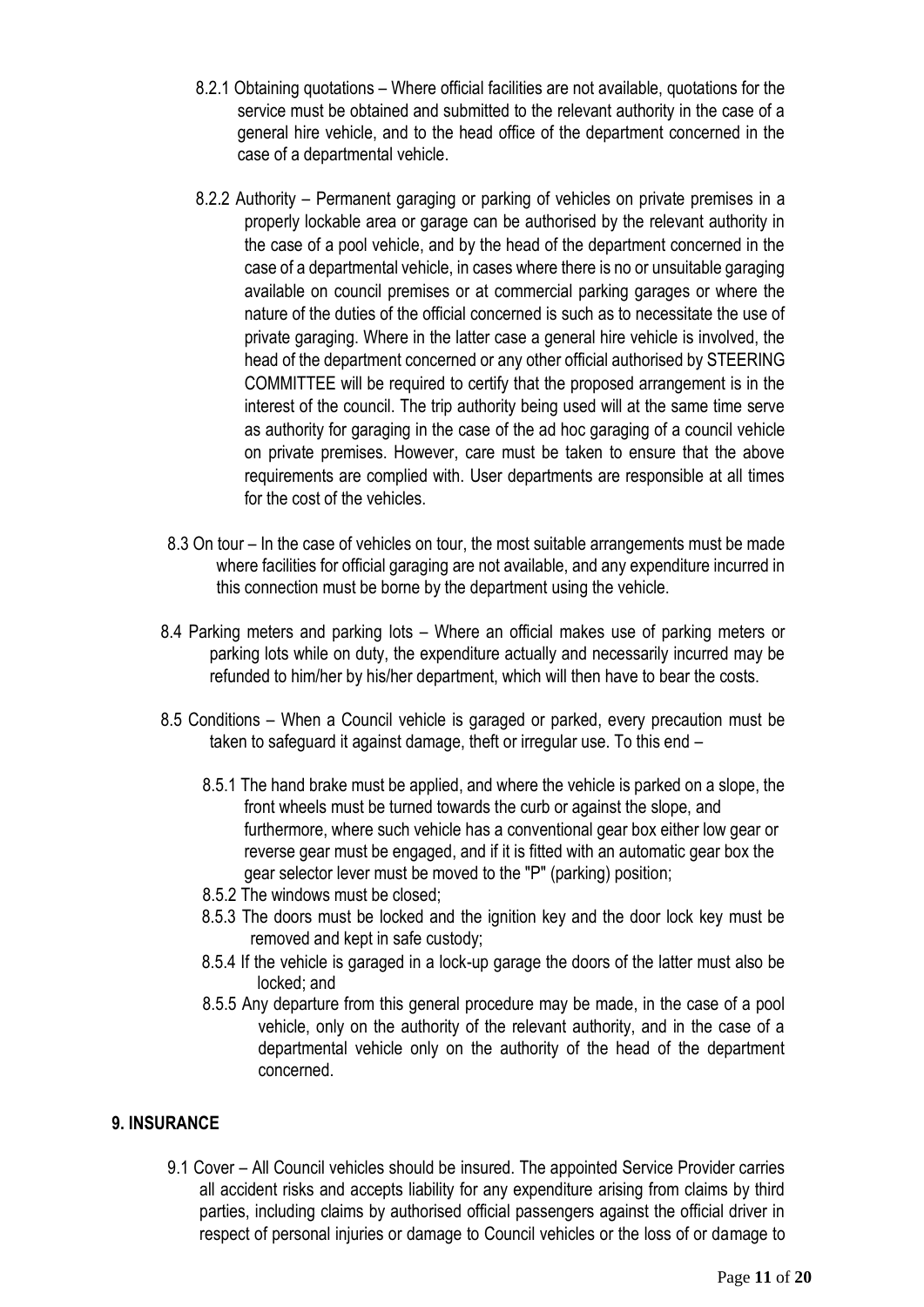8.2.1 Obtaining quotations – Where official facilities are not available, quotations for the service must be obtained and submitted to the relevant authority in the case of a general hire vehicle, and to the head office of the department concerned in the case of a departmental vehicle.

8.2.2 Authority – Permanent garaging or parking of vehicles on private premises in a properly lockable area or garage can be authorised by the relevant authority in the case of a pool vehicle, and by the head of the department concerned in the case of a departmental vehicle, in cases where there is no or unsuitable garaging available on council premises or at commercial parking garages or where the nature of the duties of the official concerned is such as to necessitate the use of private garaging. Where in the latter case a general hire vehicle is involved, the head of the department concerned or any other official authorised by STEERING COMMITTEE will be required to certify that the proposed arrangement is in the interest of the council. The trip authority being used will at the same time serve as authority for garaging in the case of the ad hoc garaging of a council vehicle on private premises. However, care must be taken to ensure that the above requirements are complied with. User departments are responsible at all times for the cost of the vehicles.

8.3 On tour – In the case of vehicles on tour, the most suitable arrangements must be made where facilities for official garaging are not available, and any expenditure incurred in this connection must be borne by the department using the vehicle.

8.4 Parking meters and parking lots – Where an official makes use of parking meters or parking lots while on duty, the expenditure actually and necessarily incurred may be refunded to him/her by his/her department, which will then have to bear the costs.

8.5 Conditions – When a Council vehicle is garaged or parked, every precaution must be taken to safeguard it against damage, theft or irregular use. To this end –

8.5.1 The hand brake must be applied, and where the vehicle is parked on a slope, the front wheels must be turned towards the curb or against the slope, and furthermore, where such vehicle has a conventional gear box either low gear or reverse gear must be engaged, and if it is fitted with an automatic gear box the gear selector lever must be moved to the "P" (parking) position;

8.5.2 The windows must be closed;

8.5.3 The doors must be locked and the ignition key and the door lock key must be removed and kept in safe custody;

8.5.4 If the vehicle is garaged in a lock-up garage the doors of the latter must also be locked; and

8.5.5 Any departure from this general procedure may be made, in the case of a pool vehicle, only on the authority of the relevant authority, and in the case of a departmental vehicle only on the authority of the head of the department concerned.

## 9. INSURANCE

9.1 Cover – All Council vehicles should be insured. The appointed Service Provider carries all accident risks and accepts liability for any expenditure arising from claims by third parties, including claims by authorised official passengers against the official driver in respect of personal injuries or damage to Council vehicles or the loss of or damage to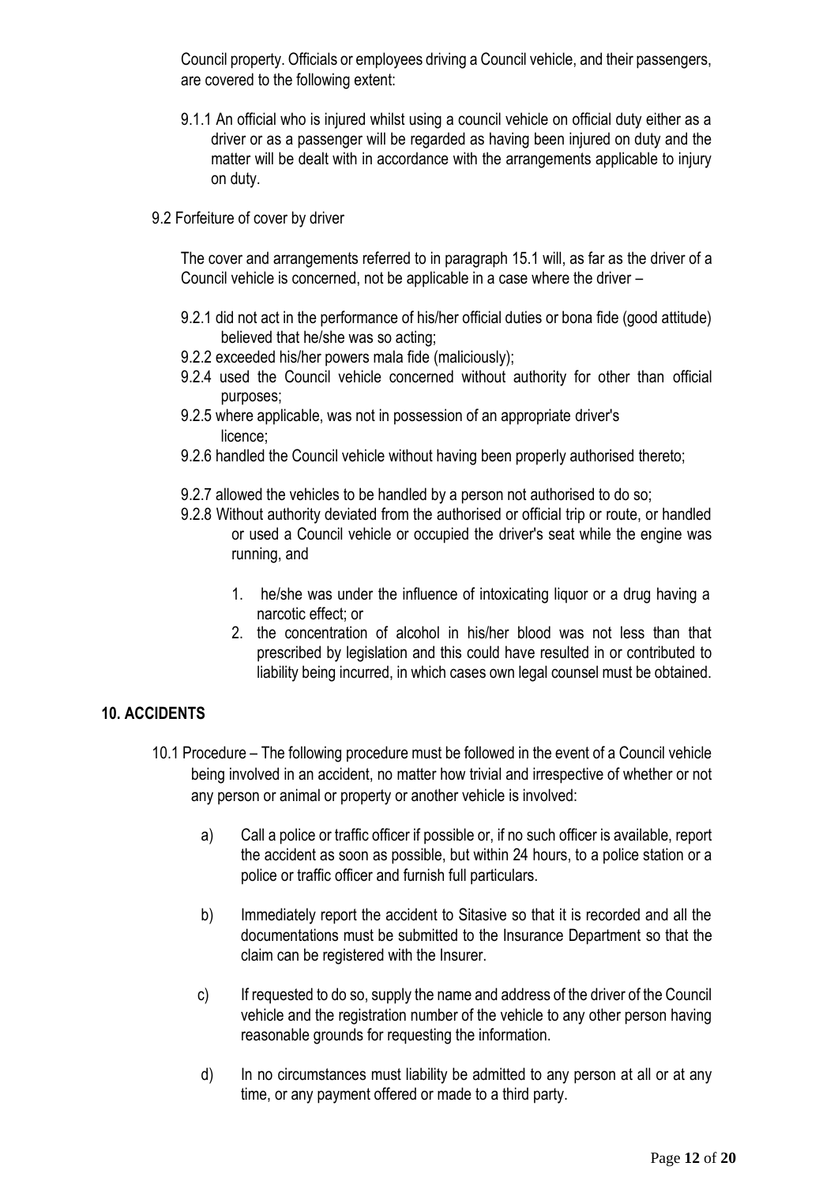Council property. Officials or employees driving a Council vehicle, and their passengers, are covered to the following extent:

9.1.1 An official who is injured whilst using a council vehicle on official duty either as a driver or as a passenger will be regarded as having been injured on duty and the matter will be dealt with in accordance with the arrangements applicable to injury on duty.

9.2 Forfeiture of cover by driver

The cover and arrangements referred to in paragraph 15.1 will, as far as the driver of a Council vehicle is concerned, not be applicable in a case where the driver –

9.2.1 did not act in the performance of his/her official duties or bona fide (good attitude) believed that he/she was so acting;

9.2.2 exceeded his/her powers mala fide (maliciously);

9.2.4 used the Council vehicle concerned without authority for other than official purposes;

9.2.5 where applicable, was not in possession of an appropriate driver's licence;

9.2.6 handled the Council vehicle without having been properly authorised thereto;

9.2.7 allowed the vehicles to be handled by a person not authorised to do so;

9.2.8 Without authority deviated from the authorised or official trip or route, or handled or used a Council vehicle or occupied the driver's seat while the engine was running, and

1. he/she was under the influence of intoxicating liquor or a drug having a narcotic effect; or
2. the concentration of alcohol in his/her blood was not less than that prescribed by legislation and this could have resulted in or contributed to liability being incurred, in which cases own legal counsel must be obtained.

## 10. ACCIDENTS

10.1 Procedure – The following procedure must be followed in the event of a Council vehicle being involved in an accident, no matter how trivial and irrespective of whether or not any person or animal or property or another vehicle is involved:

a) Call a police or traffic officer if possible or, if no such officer is available, report the accident as soon as possible, but within 24 hours, to a police station or a police or traffic officer and furnish full particulars.

b) Immediately report the accident to Sitasive so that it is recorded and all the documentations must be submitted to the Insurance Department so that the claim can be registered with the Insurer.

c) If requested to do so, supply the name and address of the driver of the Council vehicle and the registration number of the vehicle to any other person having reasonable grounds for requesting the information.

d) In no circumstances must liability be admitted to any person at all or at any time, or any payment offered or made to a third party.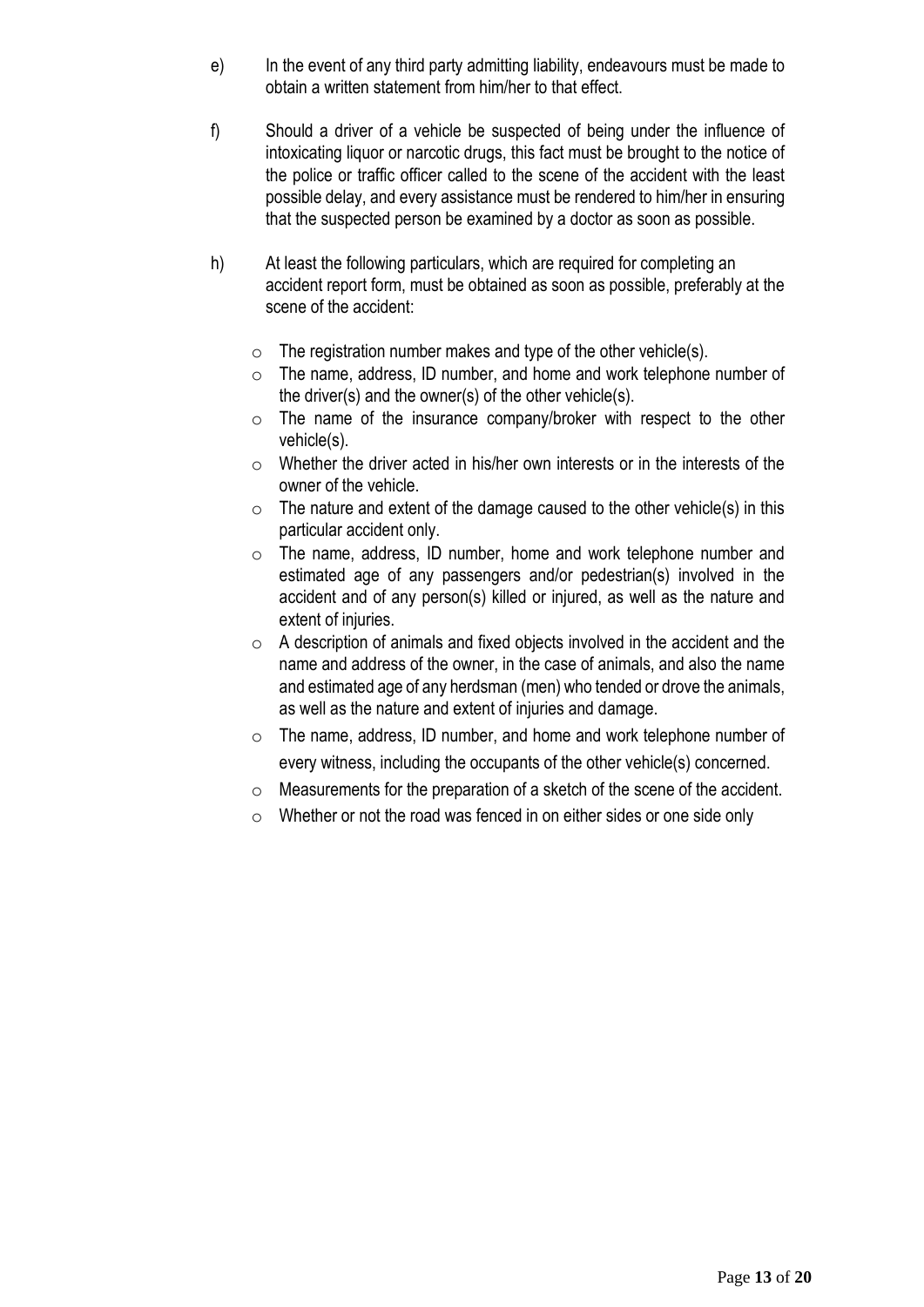e) In the event of any third party admitting liability, endeavours must be made to obtain a written statement from him/her to that effect.

f) Should a driver of a vehicle be suspected of being under the influence of intoxicating liquor or narcotic drugs, this fact must be brought to the notice of the police or traffic officer called to the scene of the accident with the least possible delay, and every assistance must be rendered to him/her in ensuring that the suspected person be examined by a doctor as soon as possible.

h) At least the following particulars, which are required for completing an accident report form, must be obtained as soon as possible, preferably at the scene of the accident:

- The registration number makes and type of the other vehicle(s).
- The name, address, ID number, and home and work telephone number of the driver(s) and the owner(s) of the other vehicle(s).
- The name of the insurance company/broker with respect to the other vehicle(s).
- Whether the driver acted in his/her own interests or in the interests of the owner of the vehicle.
- The nature and extent of the damage caused to the other vehicle(s) in this particular accident only.
- The name, address, ID number, home and work telephone number and estimated age of any passengers and/or pedestrian(s) involved in the accident and of any person(s) killed or injured, as well as the nature and extent of injuries.
- A description of animals and fixed objects involved in the accident and the name and address of the owner, in the case of animals, and also the name and estimated age of any herdsman (men) who tended or drove the animals, as well as the nature and extent of injuries and damage.
- The name, address, ID number, and home and work telephone number of every witness, including the occupants of the other vehicle(s) concerned.
- Measurements for the preparation of a sketch of the scene of the accident.
- Whether or not the road was fenced in on either sides or one side only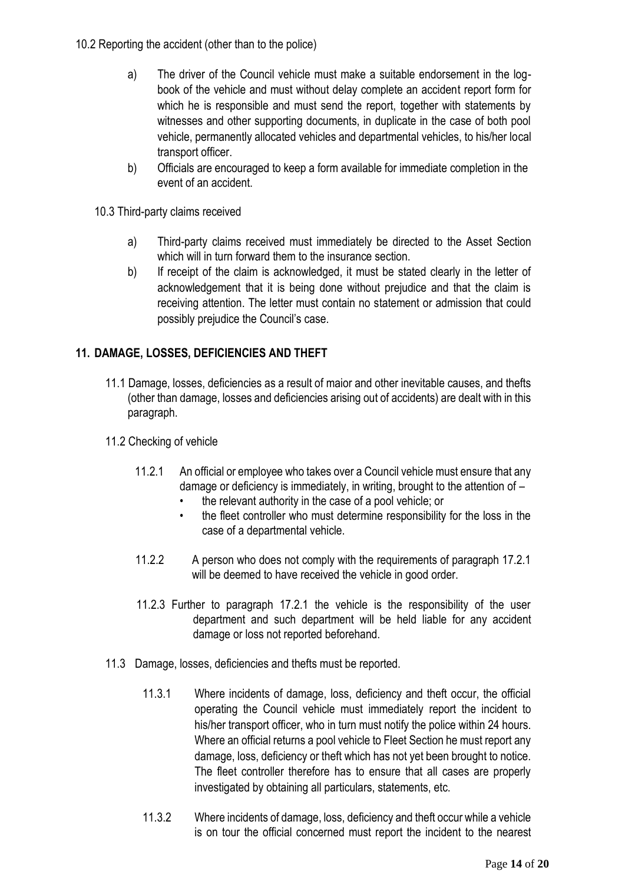10.2 Reporting the accident (other than to the police)

a) The driver of the Council vehicle must make a suitable endorsement in the log-book of the vehicle and must without delay complete an accident report form for which he is responsible and must send the report, together with statements by witnesses and other supporting documents, in duplicate in the case of both pool vehicle, permanently allocated vehicles and departmental vehicles, to his/her local transport officer.

b) Officials are encouraged to keep a form available for immediate completion in the event of an accident.

10.3 Third-party claims received

a) Third-party claims received must immediately be directed to the Asset Section which will in turn forward them to the insurance section.

b) If receipt of the claim is acknowledged, it must be stated clearly in the letter of acknowledgement that it is being done without prejudice and that the claim is receiving attention. The letter must contain no statement or admission that could possibly prejudice the Council's case.

## 11. DAMAGE, LOSSES, DEFICIENCIES AND THEFT

11.1 Damage, losses, deficiencies as a result of maior and other inevitable causes, and thefts (other than damage, losses and deficiencies arising out of accidents) are dealt with in this paragraph.

11.2 Checking of vehicle

11.2.1 An official or employee who takes over a Council vehicle must ensure that any damage or deficiency is immediately, in writing, brought to the attention of –

- the relevant authority in the case of a pool vehicle; or
- the fleet controller who must determine responsibility for the loss in the case of a departmental vehicle.

11.2.2 A person who does not comply with the requirements of paragraph 17.2.1 will be deemed to have received the vehicle in good order.

11.2.3 Further to paragraph 17.2.1 the vehicle is the responsibility of the user department and such department will be held liable for any accident damage or loss not reported beforehand.

11.3 Damage, losses, deficiencies and thefts must be reported.

11.3.1 Where incidents of damage, loss, deficiency and theft occur, the official operating the Council vehicle must immediately report the incident to his/her transport officer, who in turn must notify the police within 24 hours. Where an official returns a pool vehicle to Fleet Section he must report any damage, loss, deficiency or theft which has not yet been brought to notice. The fleet controller therefore has to ensure that all cases are properly investigated by obtaining all particulars, statements, etc.

11.3.2 Where incidents of damage, loss, deficiency and theft occur while a vehicle is on tour the official concerned must report the incident to the nearest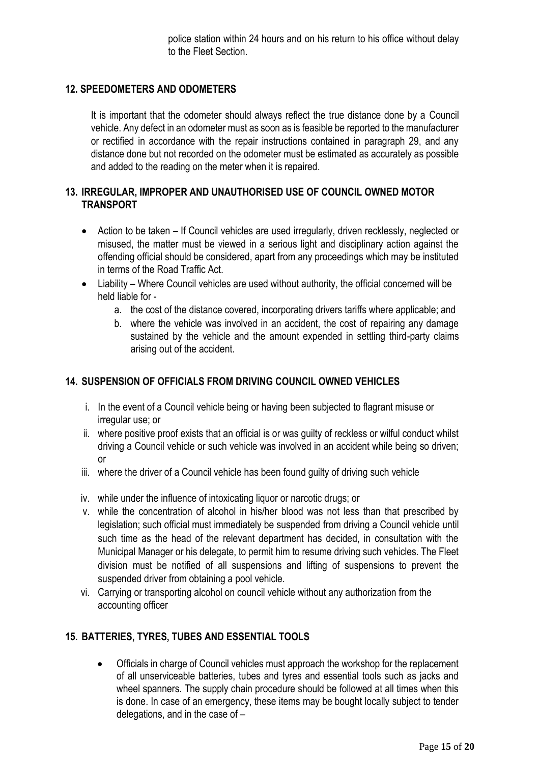police station within 24 hours and on his return to his office without delay to the Fleet Section.

## 12. SPEEDOMETERS AND ODOMETERS

It is important that the odometer should always reflect the true distance done by a Council vehicle. Any defect in an odometer must as soon as is feasible be reported to the manufacturer or rectified in accordance with the repair instructions contained in paragraph 29, and any distance done but not recorded on the odometer must be estimated as accurately as possible and added to the reading on the meter when it is repaired.

## 13. IRREGULAR, IMPROPER AND UNAUTHORISED USE OF COUNCIL OWNED MOTOR TRANSPORT

- Action to be taken – If Council vehicles are used irregularly, driven recklessly, neglected or misused, the matter must be viewed in a serious light and disciplinary action against the offending official should be considered, apart from any proceedings which may be instituted in terms of the Road Traffic Act.
- Liability – Where Council vehicles are used without authority, the official concerned will be held liable for -
  a. the cost of the distance covered, incorporating drivers tariffs where applicable; and
  b. where the vehicle was involved in an accident, the cost of repairing any damage sustained by the vehicle and the amount expended in settling third-party claims arising out of the accident.

## 14. SUSPENSION OF OFFICIALS FROM DRIVING COUNCIL OWNED VEHICLES

i. In the event of a Council vehicle being or having been subjected to flagrant misuse or irregular use; or
ii. where positive proof exists that an official is or was guilty of reckless or wilful conduct whilst driving a Council vehicle or such vehicle was involved in an accident while being so driven; or
iii. where the driver of a Council vehicle has been found guilty of driving such vehicle
iv. while under the influence of intoxicating liquor or narcotic drugs; or
v. while the concentration of alcohol in his/her blood was not less than that prescribed by legislation; such official must immediately be suspended from driving a Council vehicle until such time as the head of the relevant department has decided, in consultation with the Municipal Manager or his delegate, to permit him to resume driving such vehicles. The Fleet division must be notified of all suspensions and lifting of suspensions to prevent the suspended driver from obtaining a pool vehicle.
vi. Carrying or transporting alcohol on council vehicle without any authorization from the accounting officer

## 15. BATTERIES, TYRES, TUBES AND ESSENTIAL TOOLS

- Officials in charge of Council vehicles must approach the workshop for the replacement of all unserviceable batteries, tubes and tyres and essential tools such as jacks and wheel spanners. The supply chain procedure should be followed at all times when this is done. In case of an emergency, these items may be bought locally subject to tender delegations, and in the case of –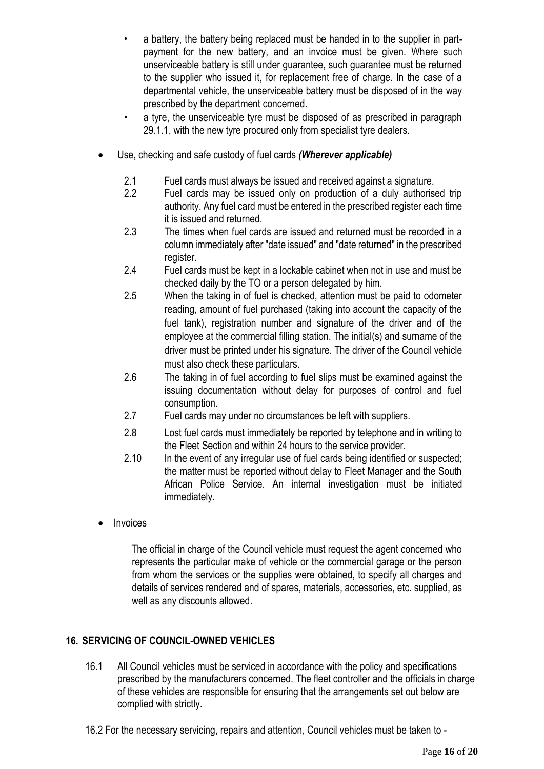- a battery, the battery being replaced must be handed in to the supplier in part-payment for the new battery, and an invoice must be given. Where such unserviceable battery is still under guarantee, such guarantee must be returned to the supplier who issued it, for replacement free of charge. In the case of a departmental vehicle, the unserviceable battery must be disposed of in the way prescribed by the department concerned.
- a tyre, the unserviceable tyre must be disposed of as prescribed in paragraph 29.1.1, with the new tyre procured only from specialist tyre dealers.

- Use, checking and safe custody of fuel cards ***(Wherever applicable)***

  2.1 Fuel cards must always be issued and received against a signature.

  2.2 Fuel cards may be issued only on production of a duly authorised trip authority. Any fuel card must be entered in the prescribed register each time it is issued and returned.

  2.3 The times when fuel cards are issued and returned must be recorded in a column immediately after "date issued" and "date returned" in the prescribed register.

  2.4 Fuel cards must be kept in a lockable cabinet when not in use and must be checked daily by the TO or a person delegated by him.

  2.5 When the taking in of fuel is checked, attention must be paid to odometer reading, amount of fuel purchased (taking into account the capacity of the fuel tank), registration number and signature of the driver and of the employee at the commercial filling station. The initial(s) and surname of the driver must be printed under his signature. The driver of the Council vehicle must also check these particulars.

  2.6 The taking in of fuel according to fuel slips must be examined against the issuing documentation without delay for purposes of control and fuel consumption.

  2.7 Fuel cards may under no circumstances be left with suppliers.

  2.8 Lost fuel cards must immediately be reported by telephone and in writing to the Fleet Section and within 24 hours to the service provider.

  2.10 In the event of any irregular use of fuel cards being identified or suspected; the matter must be reported without delay to Fleet Manager and the South African Police Service. An internal investigation must be initiated immediately.

- Invoices

  The official in charge of the Council vehicle must request the agent concerned who represents the particular make of vehicle or the commercial garage or the person from whom the services or the supplies were obtained, to specify all charges and details of services rendered and of spares, materials, accessories, etc. supplied, as well as any discounts allowed.

## 16. SERVICING OF COUNCIL-OWNED VEHICLES

16.1 All Council vehicles must be serviced in accordance with the policy and specifications prescribed by the manufacturers concerned. The fleet controller and the officials in charge of these vehicles are responsible for ensuring that the arrangements set out below are complied with strictly.

16.2 For the necessary servicing, repairs and attention, Council vehicles must be taken to -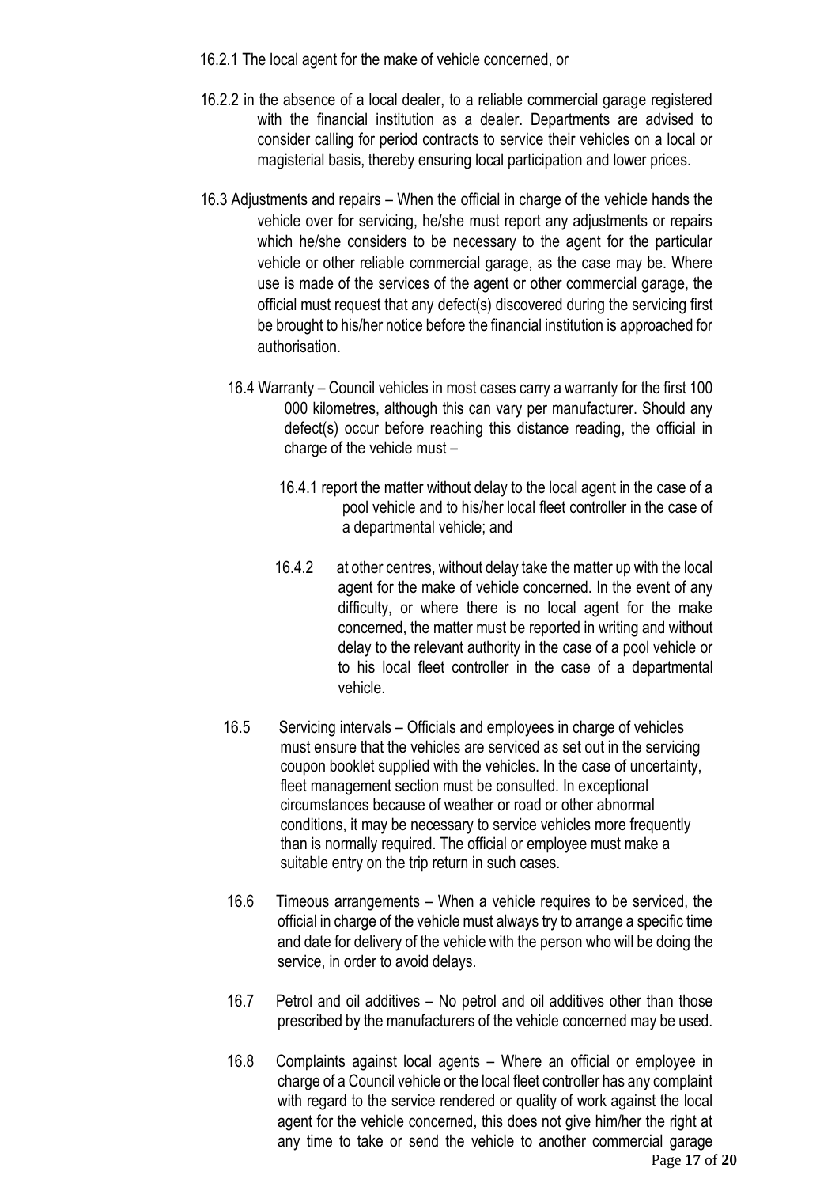16.2.1 The local agent for the make of vehicle concerned, or

16.2.2 in the absence of a local dealer, to a reliable commercial garage registered with the financial institution as a dealer. Departments are advised to consider calling for period contracts to service their vehicles on a local or magisterial basis, thereby ensuring local participation and lower prices.

16.3 Adjustments and repairs – When the official in charge of the vehicle hands the vehicle over for servicing, he/she must report any adjustments or repairs which he/she considers to be necessary to the agent for the particular vehicle or other reliable commercial garage, as the case may be. Where use is made of the services of the agent or other commercial garage, the official must request that any defect(s) discovered during the servicing first be brought to his/her notice before the financial institution is approached for authorisation.

16.4 Warranty – Council vehicles in most cases carry a warranty for the first 100 000 kilometres, although this can vary per manufacturer. Should any defect(s) occur before reaching this distance reading, the official in charge of the vehicle must –

16.4.1 report the matter without delay to the local agent in the case of a pool vehicle and to his/her local fleet controller in the case of a departmental vehicle; and

16.4.2 at other centres, without delay take the matter up with the local agent for the make of vehicle concerned. In the event of any difficulty, or where there is no local agent for the make concerned, the matter must be reported in writing and without delay to the relevant authority in the case of a pool vehicle or to his local fleet controller in the case of a departmental vehicle.

16.5 Servicing intervals – Officials and employees in charge of vehicles must ensure that the vehicles are serviced as set out in the servicing coupon booklet supplied with the vehicles. In the case of uncertainty, fleet management section must be consulted. In exceptional circumstances because of weather or road or other abnormal conditions, it may be necessary to service vehicles more frequently than is normally required. The official or employee must make a suitable entry on the trip return in such cases.

16.6 Timeous arrangements – When a vehicle requires to be serviced, the official in charge of the vehicle must always try to arrange a specific time and date for delivery of the vehicle with the person who will be doing the service, in order to avoid delays.

16.7 Petrol and oil additives – No petrol and oil additives other than those prescribed by the manufacturers of the vehicle concerned may be used.

16.8 Complaints against local agents – Where an official or employee in charge of a Council vehicle or the local fleet controller has any complaint with regard to the service rendered or quality of work against the local agent for the vehicle concerned, this does not give him/her the right at any time to take or send the vehicle to another commercial garage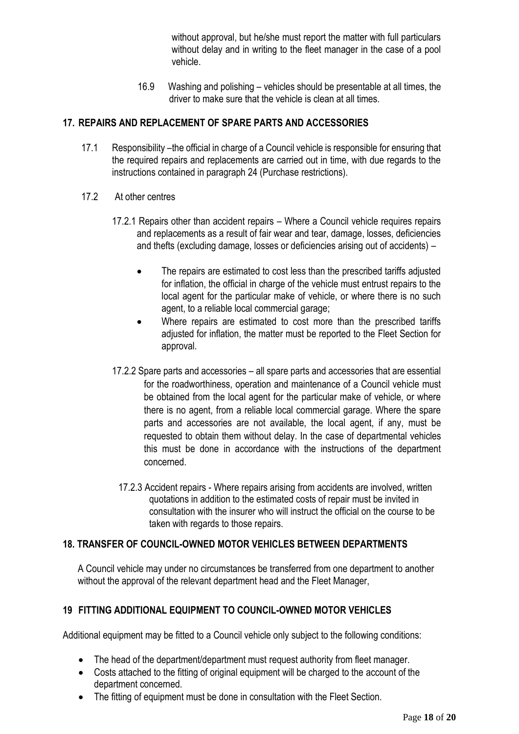without approval, but he/she must report the matter with full particulars without delay and in writing to the fleet manager in the case of a pool vehicle.

16.9 Washing and polishing – vehicles should be presentable at all times, the driver to make sure that the vehicle is clean at all times.

## 17. REPAIRS AND REPLACEMENT OF SPARE PARTS AND ACCESSORIES

17.1 Responsibility –the official in charge of a Council vehicle is responsible for ensuring that the required repairs and replacements are carried out in time, with due regards to the instructions contained in paragraph 24 (Purchase restrictions).

17.2 At other centres

17.2.1 Repairs other than accident repairs – Where a Council vehicle requires repairs and replacements as a result of fair wear and tear, damage, losses, deficiencies and thefts (excluding damage, losses or deficiencies arising out of accidents) –

- The repairs are estimated to cost less than the prescribed tariffs adjusted for inflation, the official in charge of the vehicle must entrust repairs to the local agent for the particular make of vehicle, or where there is no such agent, to a reliable local commercial garage;
- Where repairs are estimated to cost more than the prescribed tariffs adjusted for inflation, the matter must be reported to the Fleet Section for approval.

17.2.2 Spare parts and accessories – all spare parts and accessories that are essential for the roadworthiness, operation and maintenance of a Council vehicle must be obtained from the local agent for the particular make of vehicle, or where there is no agent, from a reliable local commercial garage. Where the spare parts and accessories are not available, the local agent, if any, must be requested to obtain them without delay. In the case of departmental vehicles this must be done in accordance with the instructions of the department concerned.

17.2.3 Accident repairs - Where repairs arising from accidents are involved, written quotations in addition to the estimated costs of repair must be invited in consultation with the insurer who will instruct the official on the course to be taken with regards to those repairs.

## 18. TRANSFER OF COUNCIL-OWNED MOTOR VEHICLES BETWEEN DEPARTMENTS

A Council vehicle may under no circumstances be transferred from one department to another without the approval of the relevant department head and the Fleet Manager,

## 19 FITTING ADDITIONAL EQUIPMENT TO COUNCIL-OWNED MOTOR VEHICLES

Additional equipment may be fitted to a Council vehicle only subject to the following conditions:

- The head of the department/department must request authority from fleet manager.
- Costs attached to the fitting of original equipment will be charged to the account of the department concerned.
- The fitting of equipment must be done in consultation with the Fleet Section.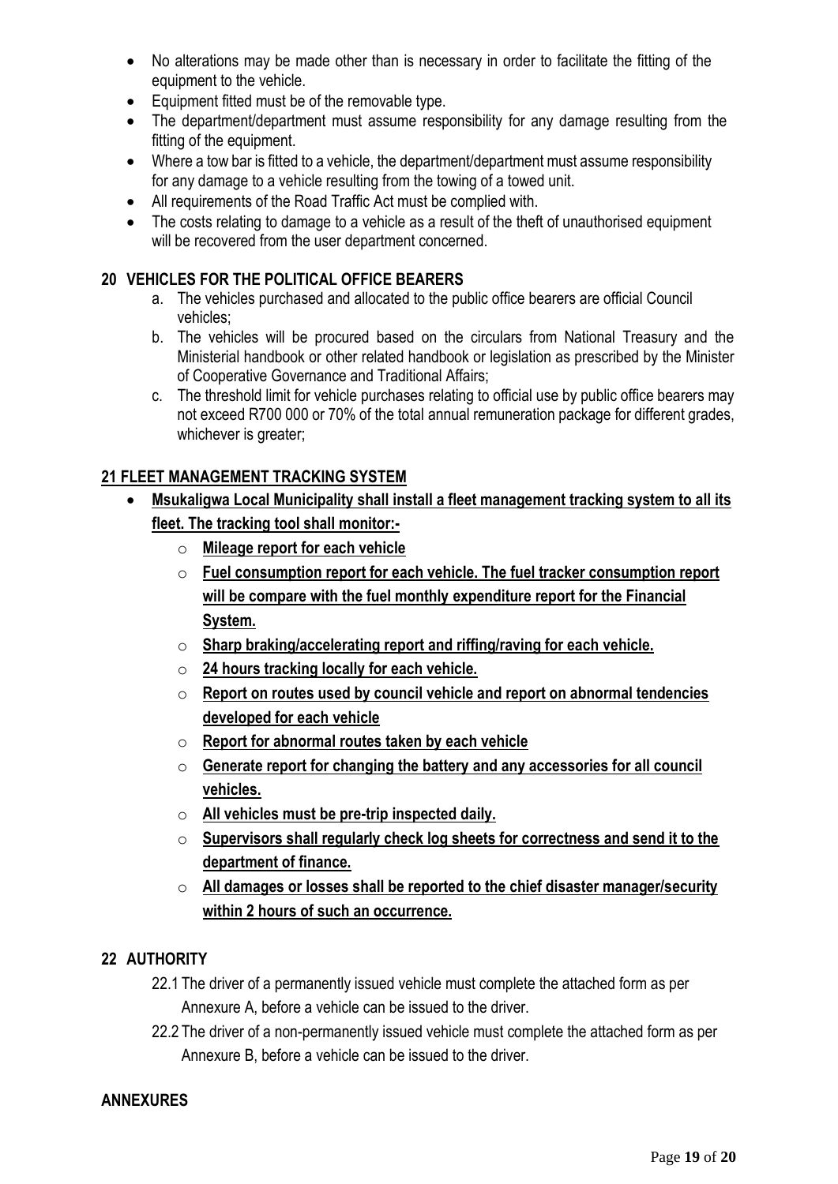- No alterations may be made other than is necessary in order to facilitate the fitting of the equipment to the vehicle.
- Equipment fitted must be of the removable type.
- The department/department must assume responsibility for any damage resulting from the fitting of the equipment.
- Where a tow bar is fitted to a vehicle, the department/department must assume responsibility for any damage to a vehicle resulting from the towing of a towed unit.
- All requirements of the Road Traffic Act must be complied with.
- The costs relating to damage to a vehicle as a result of the theft of unauthorised equipment will be recovered from the user department concerned.

## 20 VEHICLES FOR THE POLITICAL OFFICE BEARERS

a. The vehicles purchased and allocated to the public office bearers are official Council vehicles;

b. The vehicles will be procured based on the circulars from National Treasury and the Ministerial handbook or other related handbook or legislation as prescribed by the Minister of Cooperative Governance and Traditional Affairs;

c. The threshold limit for vehicle purchases relating to official use by public office bearers may not exceed R700 000 or 70% of the total annual remuneration package for different grades, whichever is greater;

## 21 FLEET MANAGEMENT TRACKING SYSTEM

- **Msukaligwa Local Municipality shall install a fleet management tracking system to all its fleet. The tracking tool shall monitor:-**
  - **Mileage report for each vehicle**
  - **Fuel consumption report for each vehicle. The fuel tracker consumption report will be compare with the fuel monthly expenditure report for the Financial System.**
  - **Sharp braking/accelerating report and riffing/raving for each vehicle.**
  - **24 hours tracking locally for each vehicle.**
  - **Report on routes used by council vehicle and report on abnormal tendencies developed for each vehicle**
  - **Report for abnormal routes taken by each vehicle**
  - **Generate report for changing the battery and any accessories for all council vehicles.**
  - **All vehicles must be pre-trip inspected daily.**
  - **Supervisors shall regularly check log sheets for correctness and send it to the department of finance.**
  - **All damages or losses shall be reported to the chief disaster manager/security within 2 hours of such an occurrence.**

## 22 AUTHORITY

22.1 The driver of a permanently issued vehicle must complete the attached form as per Annexure A, before a vehicle can be issued to the driver.

22.2 The driver of a non-permanently issued vehicle must complete the attached form as per Annexure B, before a vehicle can be issued to the driver.

## ANNEXURES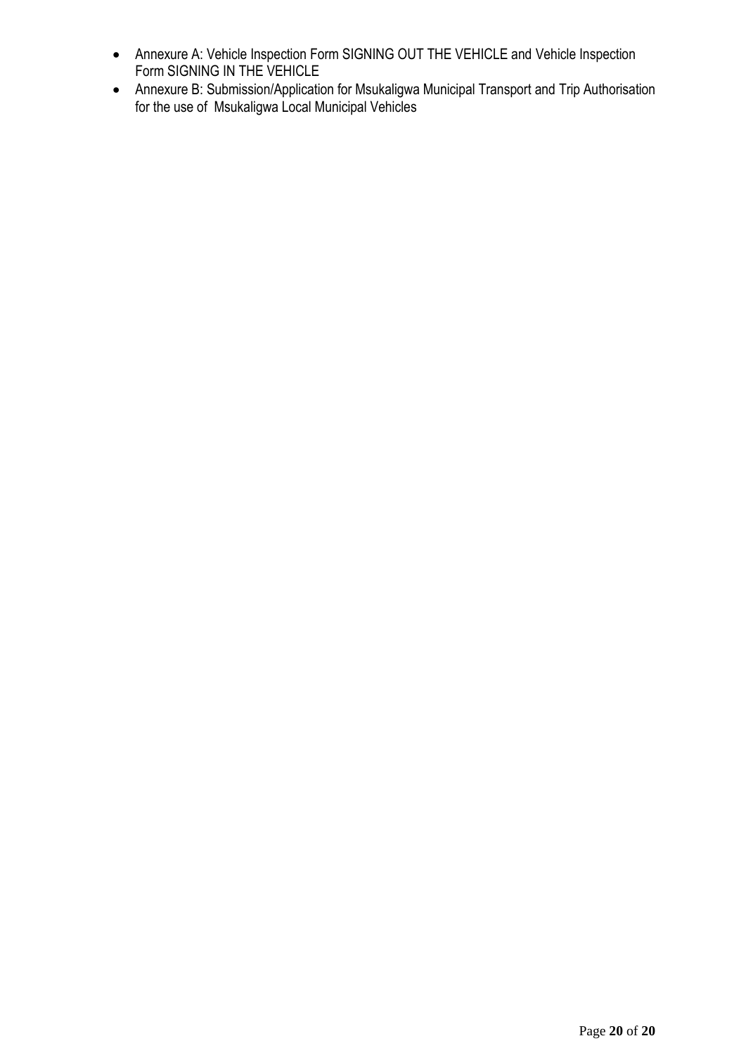- Annexure A: Vehicle Inspection Form SIGNING OUT THE VEHICLE and Vehicle Inspection Form SIGNING IN THE VEHICLE
- Annexure B: Submission/Application for Msukaligwa Municipal Transport and Trip Authorisation for the use of Msukaligwa Local Municipal Vehicles